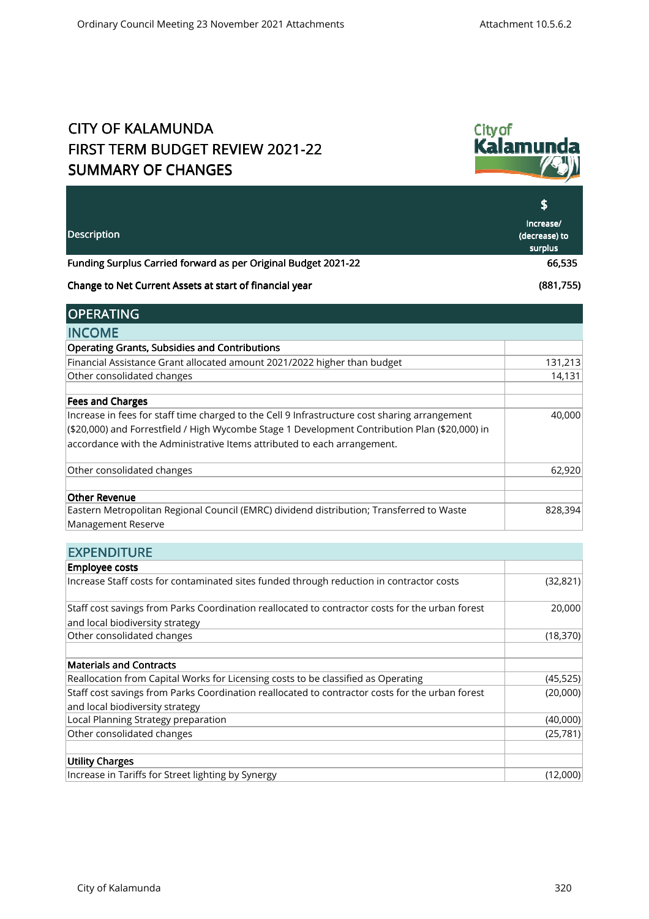# CITY OF KALAMUNDA
# FIRST TERM BUDGET REVIEW 2021-22
# SUMMARY OF CHANGES

| Description | $ Increase/ (decrease) to surplus |
|---|---|
| **Funding Surplus Carried forward as per Original Budget 2021-22** | **66,535** |
| **Change to Net Current Assets at start of financial year** | **(881,755)** |

## OPERATING

### INCOME

| | |
|---|---|
| **Operating Grants, Subsidies and Contributions** | |
| Financial Assistance Grant allocated amount 2021/2022 higher than budget | 131,213 |
| Other consolidated changes | 14,131 |
| | |
| **Fees and Charges** | |
| Increase in fees for staff time charged to the Cell 9 Infrastructure cost sharing arrangement ($20,000) and Forrestfield / High Wycombe Stage 1 Development Contribution Plan ($20,000) in accordance with the Administrative Items attributed to each arrangement. | 40,000 |
| Other consolidated changes | 62,920 |
| | |
| **Other Revenue** | |
| Eastern Metropolitan Regional Council (EMRC) dividend distribution; Transferred to Waste Management Reserve | 828,394 |

### EXPENDITURE

| | |
|---|---|
| **Employee costs** | |
| Increase Staff costs for contaminated sites funded through reduction in contractor costs | (32,821) |
| Staff cost savings from Parks Coordination reallocated to contractor costs for the urban forest and local biodiversity strategy | 20,000 |
| Other consolidated changes | (18,370) |
| | |
| **Materials and Contracts** | |
| Reallocation from Capital Works for Licensing costs to be classified as Operating | (45,525) |
| Staff cost savings from Parks Coordination reallocated to contractor costs for the urban forest and local biodiversity strategy | (20,000) |
| Local Planning Strategy preparation | (40,000) |
| Other consolidated changes | (25,781) |
| | |
| **Utility Charges** | |
| Increase in Tariffs for Street lighting by Synergy | (12,000) |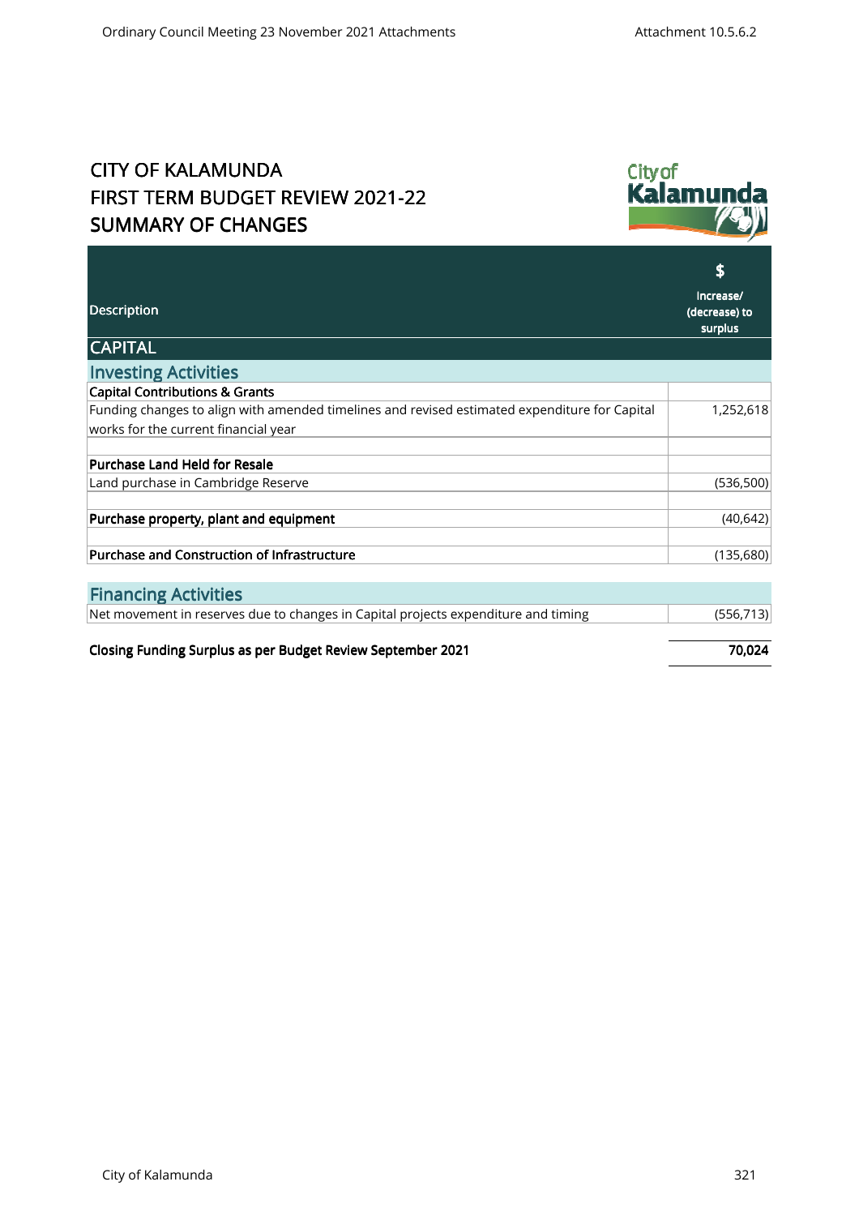# CITY OF KALAMUNDA
# FIRST TERM BUDGET REVIEW 2021-22
# SUMMARY OF CHANGES

| Description | $ Increase/ (decrease) to surplus |
| --- | --- |
| **CAPITAL** | |
| **Investing Activities** | |
| **Capital Contributions & Grants** | |
| Funding changes to align with amended timelines and revised estimated expenditure for Capital works for the current financial year | 1,252,618 |
| | |
| **Purchase Land Held for Resale** | |
| Land purchase in Cambridge Reserve | (536,500) |
| | |
| **Purchase property, plant and equipment** | (40,642) |
| | |
| **Purchase and Construction of Infrastructure** | (135,680) |
| | |
| **Financing Activities** | |
| Net movement in reserves due to changes in Capital projects expenditure and timing | (556,713) |
| | |
| **Closing Funding Surplus as per Budget Review September 2021** | **70,024** |